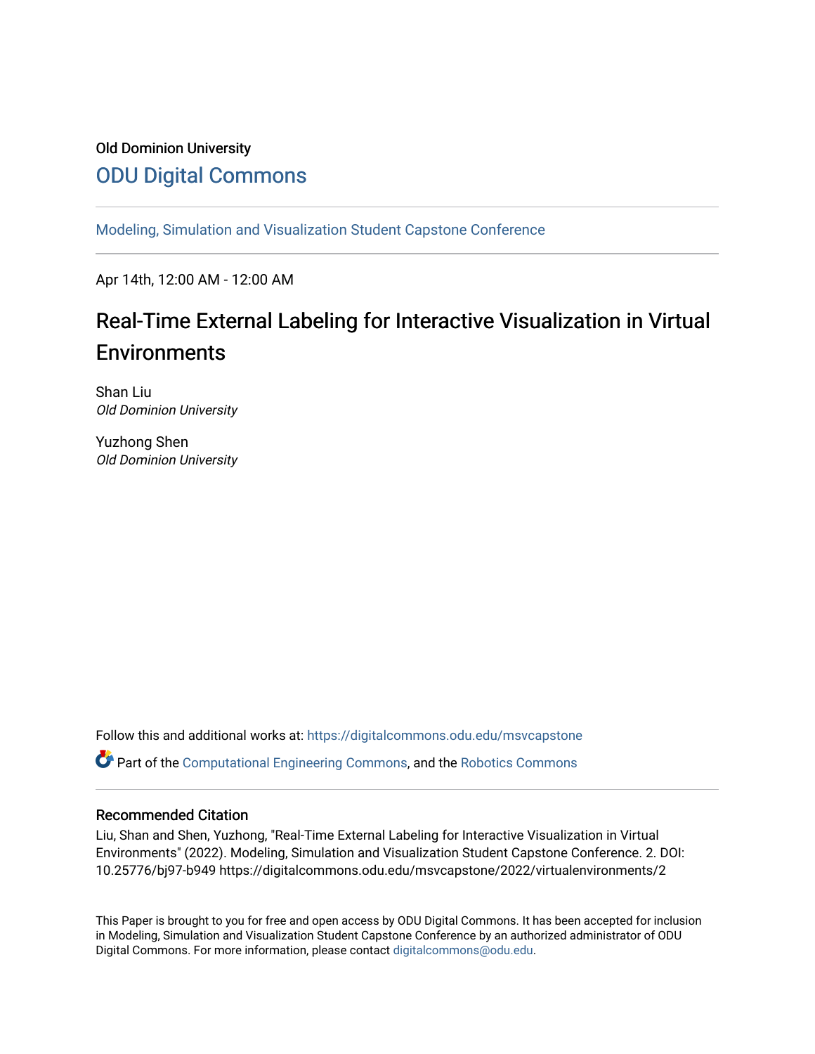Old Dominion University

# ODU Digital Commons

Modeling, Simulation and Visualization Student Capstone Conference

Apr 14th, 12:00 AM - 12:00 AM

## Real-Time External Labeling for Interactive Visualization in Virtual Environments

Shan Liu
*Old Dominion University*

Yuzhong Shen
*Old Dominion University*

Follow this and additional works at: https://digitalcommons.odu.edu/msvcapstone

Part of the Computational Engineering Commons, and the Robotics Commons

### Recommended Citation

Liu, Shan and Shen, Yuzhong, "Real-Time External Labeling for Interactive Visualization in Virtual Environments" (2022). Modeling, Simulation and Visualization Student Capstone Conference. 2. DOI: 10.25776/bj97-b949 https://digitalcommons.odu.edu/msvcapstone/2022/virtualenvironments/2

This Paper is brought to you for free and open access by ODU Digital Commons. It has been accepted for inclusion in Modeling, Simulation and Visualization Student Capstone Conference by an authorized administrator of ODU Digital Commons. For more information, please contact digitalcommons@odu.edu.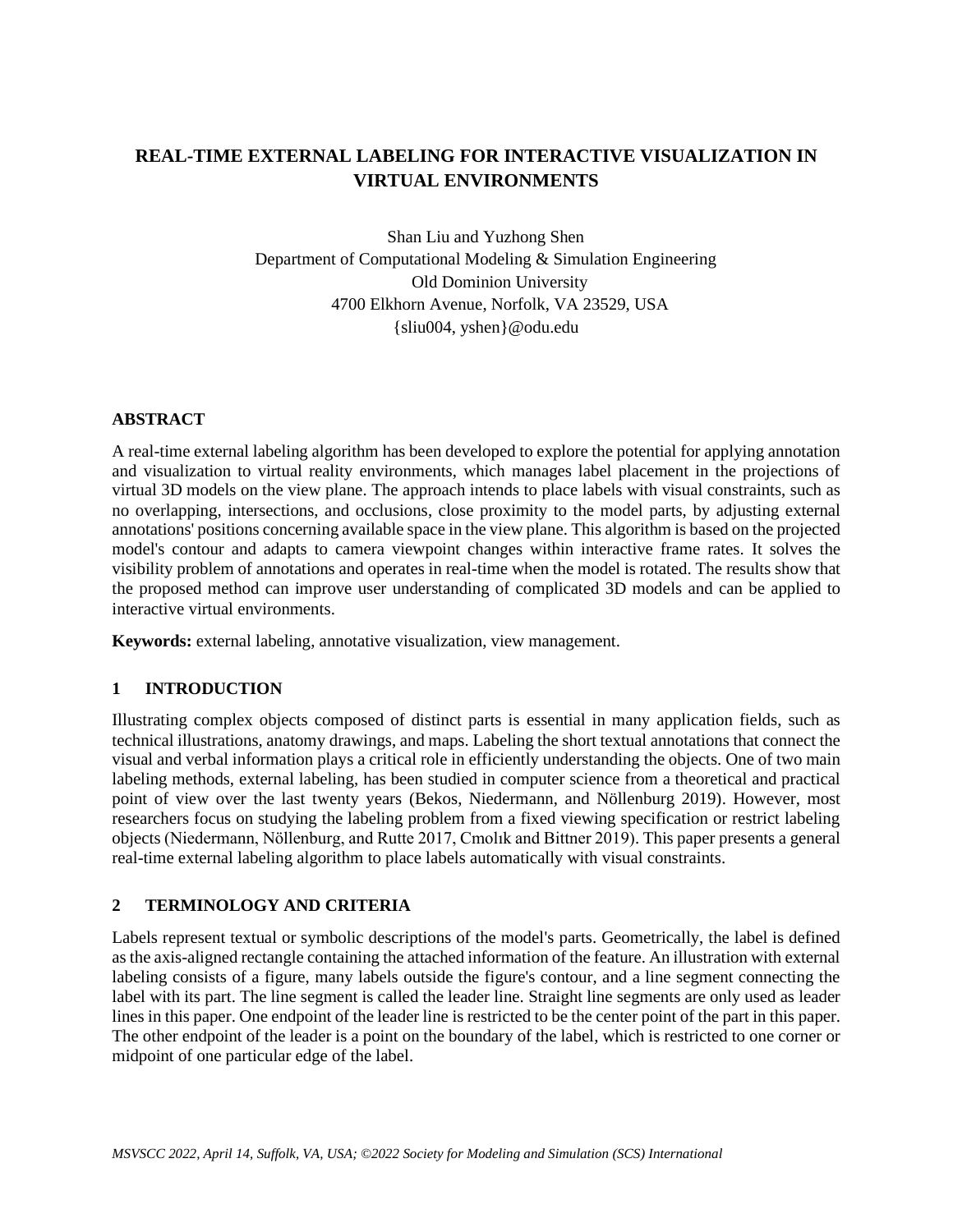# REAL-TIME EXTERNAL LABELING FOR INTERACTIVE VISUALIZATION IN VIRTUAL ENVIRONMENTS

Shan Liu and Yuzhong Shen
Department of Computational Modeling & Simulation Engineering
Old Dominion University
4700 Elkhorn Avenue, Norfolk, VA 23529, USA
{sliu004, yshen}@odu.edu

## ABSTRACT

A real-time external labeling algorithm has been developed to explore the potential for applying annotation and visualization to virtual reality environments, which manages label placement in the projections of virtual 3D models on the view plane. The approach intends to place labels with visual constraints, such as no overlapping, intersections, and occlusions, close proximity to the model parts, by adjusting external annotations' positions concerning available space in the view plane. This algorithm is based on the projected model's contour and adapts to camera viewpoint changes within interactive frame rates. It solves the visibility problem of annotations and operates in real-time when the model is rotated. The results show that the proposed method can improve user understanding of complicated 3D models and can be applied to interactive virtual environments.

**Keywords:** external labeling, annotative visualization, view management.

## 1 INTRODUCTION

Illustrating complex objects composed of distinct parts is essential in many application fields, such as technical illustrations, anatomy drawings, and maps. Labeling the short textual annotations that connect the visual and verbal information plays a critical role in efficiently understanding the objects. One of two main labeling methods, external labeling, has been studied in computer science from a theoretical and practical point of view over the last twenty years (Bekos, Niedermann, and Nöllenburg 2019). However, most researchers focus on studying the labeling problem from a fixed viewing specification or restrict labeling objects (Niedermann, Nöllenburg, and Rutte 2017, Cmolık and Bittner 2019). This paper presents a general real-time external labeling algorithm to place labels automatically with visual constraints.

## 2 TERMINOLOGY AND CRITERIA

Labels represent textual or symbolic descriptions of the model's parts. Geometrically, the label is defined as the axis-aligned rectangle containing the attached information of the feature. An illustration with external labeling consists of a figure, many labels outside the figure's contour, and a line segment connecting the label with its part. The line segment is called the leader line. Straight line segments are only used as leader lines in this paper. One endpoint of the leader line is restricted to be the center point of the part in this paper. The other endpoint of the leader is a point on the boundary of the label, which is restricted to one corner or midpoint of one particular edge of the label.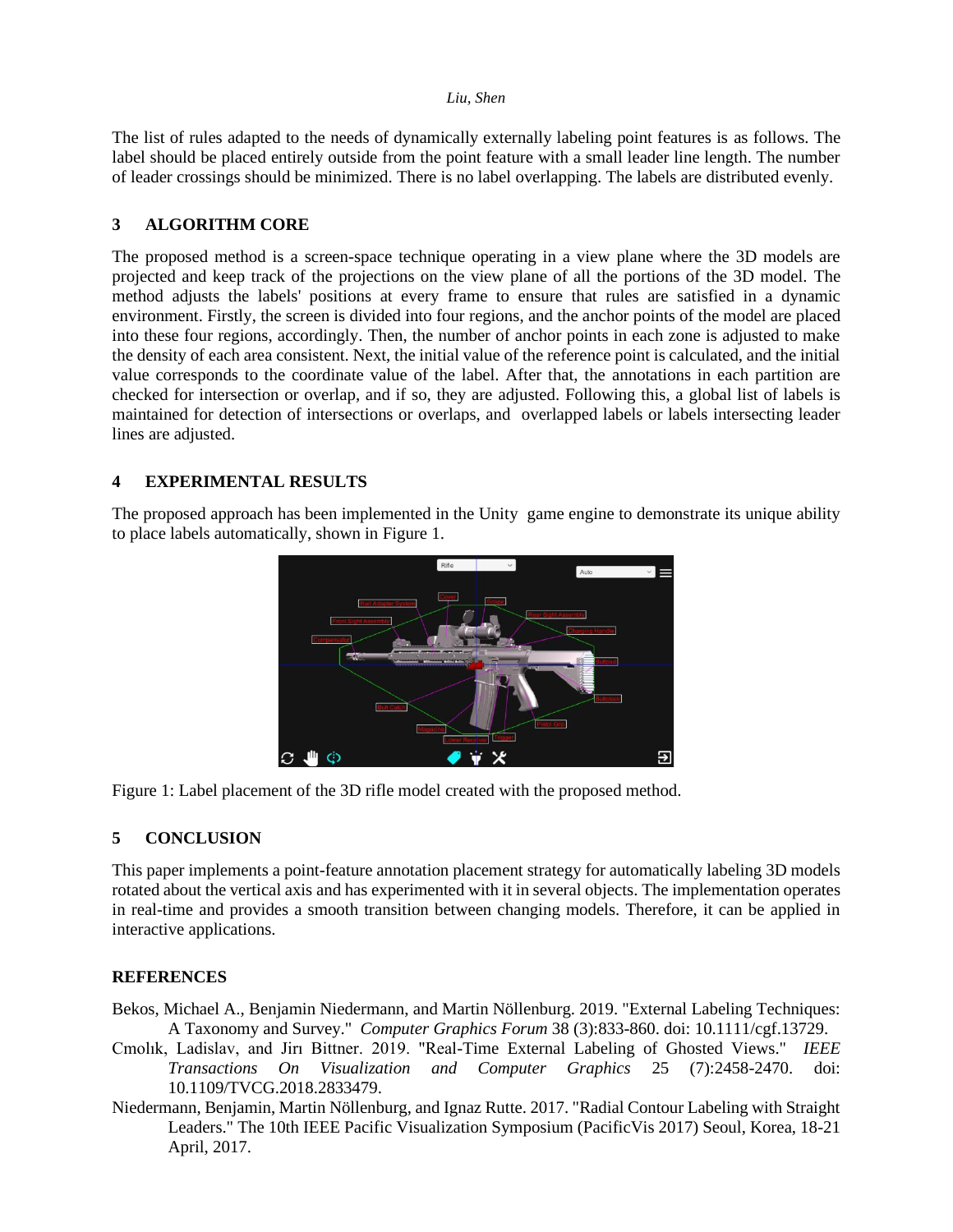The list of rules adapted to the needs of dynamically externally labeling point features is as follows. The label should be placed entirely outside from the point feature with a small leader line length. The number of leader crossings should be minimized. There is no label overlapping. The labels are distributed evenly.

## 3 ALGORITHM CORE

The proposed method is a screen-space technique operating in a view plane where the 3D models are projected and keep track of the projections on the view plane of all the portions of the 3D model. The method adjusts the labels' positions at every frame to ensure that rules are satisfied in a dynamic environment. Firstly, the screen is divided into four regions, and the anchor points of the model are placed into these four regions, accordingly. Then, the number of anchor points in each zone is adjusted to make the density of each area consistent. Next, the initial value of the reference point is calculated, and the initial value corresponds to the coordinate value of the label. After that, the annotations in each partition are checked for intersection or overlap, and if so, they are adjusted. Following this, a global list of labels is maintained for detection of intersections or overlaps, and overlapped labels or labels intersecting leader lines are adjusted.

## 4 EXPERIMENTAL RESULTS

The proposed approach has been implemented in the Unity game engine to demonstrate its unique ability to place labels automatically, shown in Figure 1.

Figure 1: Label placement of the 3D rifle model created with the proposed method.

## 5 CONCLUSION

This paper implements a point-feature annotation placement strategy for automatically labeling 3D models rotated about the vertical axis and has experimented with it in several objects. The implementation operates in real-time and provides a smooth transition between changing models. Therefore, it can be applied in interactive applications.

## REFERENCES

Bekos, Michael A., Benjamin Niedermann, and Martin Nöllenburg. 2019. "External Labeling Techniques: A Taxonomy and Survey." *Computer Graphics Forum* 38 (3):833-860. doi: 10.1111/cgf.13729.

Cmolık, Ladislav, and Jirı Bittner. 2019. "Real-Time External Labeling of Ghosted Views." *IEEE Transactions On Visualization and Computer Graphics* 25 (7):2458-2470. doi: 10.1109/TVCG.2018.2833479.

Niedermann, Benjamin, Martin Nöllenburg, and Ignaz Rutte. 2017. "Radial Contour Labeling with Straight Leaders." The 10th IEEE Pacific Visualization Symposium (PacificVis 2017) Seoul, Korea, 18-21 April, 2017.